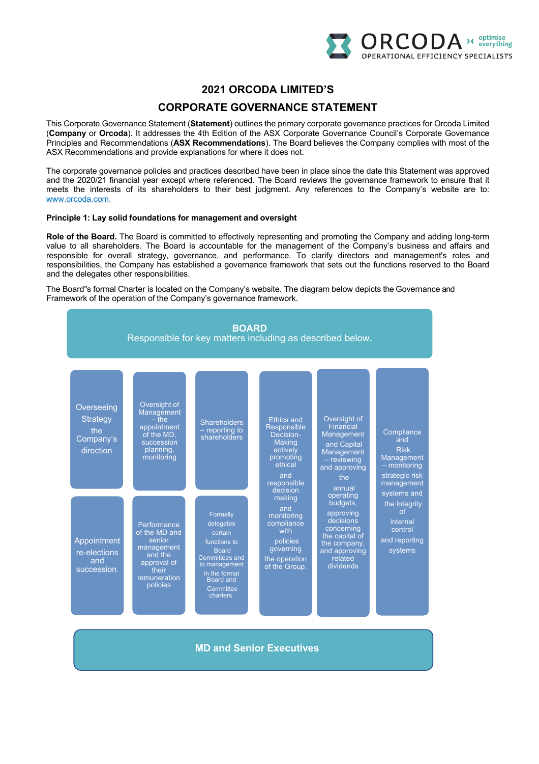# 2021 ORCODA LIMITED'S

# CORPORATE GOVERNANCE STATEMENT

This Corporate Governance Statement (**Statement**) outlines the primary corporate governance practices for Orcoda Limited (**Company** or **Orcoda**). It addresses the 4th Edition of the ASX Corporate Governance Council's Corporate Governance Principles and Recommendations (**ASX Recommendations**). The Board believes the Company complies with most of the ASX Recommendations and provide explanations for where it does not.

The corporate governance policies and practices described have been in place since the date this Statement was approved and the 2020/21 financial year except where referenced. The Board reviews the governance framework to ensure that it meets the interests of its shareholders to their best judgment. Any references to the Company's website are to: www.orcoda.com.

**Principle 1: Lay solid foundations for management and oversight**

**Role of the Board.** The Board is committed to effectively representing and promoting the Company and adding long-term value to all shareholders. The Board is accountable for the management of the Company's business and affairs and responsible for overall strategy, governance, and performance. To clarify directors and management's roles and responsibilities, the Company has established a governance framework that sets out the functions reserved to the Board and the delegates other responsibilities.

The Board"s formal Charter is located on the Company's website. The diagram below depicts the Governance and Framework of the operation of the Company's governance framework.

**BOARD**
Responsible for key matters including as described below.

Overseeing Strategy the Company's direction

Oversight of Management – the appointment of the MD, succession planning, monitoring

Shareholders – reporting to shareholders

Ethics and Responsible Decision-Making actively promoting ethical and responsible decision making and monitoring compliance with policies governing the operation of the Group.

Oversight of Financial Management and Capital Management – reviewing and approving the annual operating budgets, approving decisions concerning the capital of the company, and approving related dividends

Compliance and Risk Management – monitoring strategic risk management systems and the integrity of internal control and reporting systems

Appointment re-elections and succession.

Performance of the MD and senior management and the approval of their remuneration policies

Formally delegates certain functions to Board Committees and to management in the formal Board and Committee charters.

**MD and Senior Executives**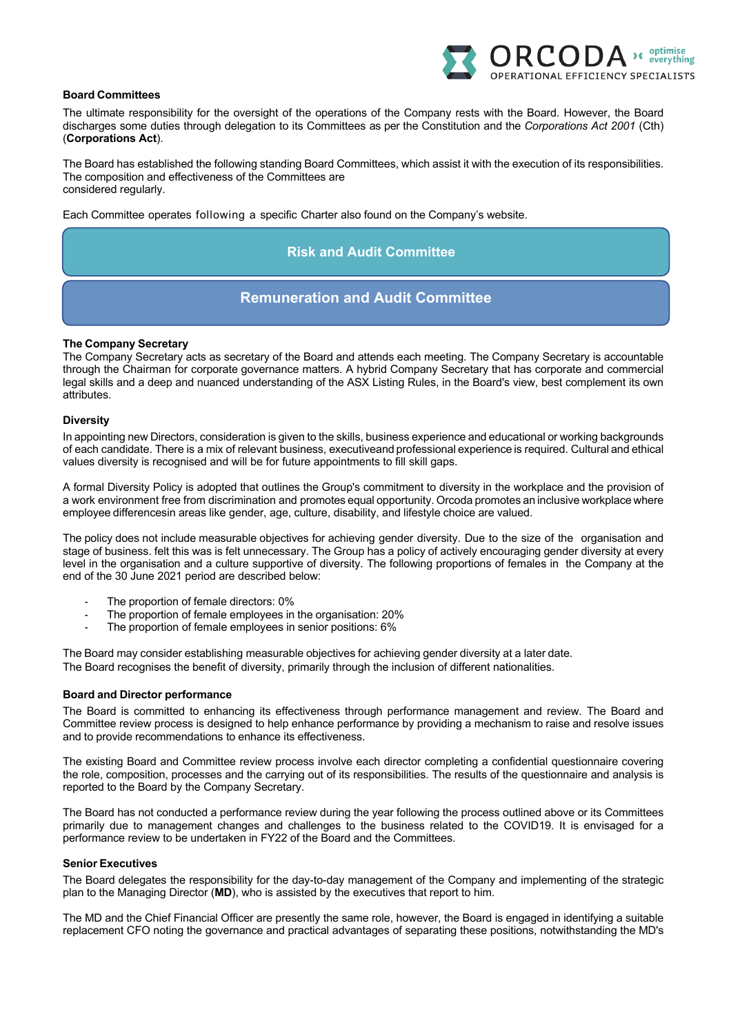### Board Committees

The ultimate responsibility for the oversight of the operations of the Company rests with the Board. However, the Board discharges some duties through delegation to its Committees as per the Constitution and the *Corporations Act 2001* (Cth) (**Corporations Act**).

The Board has established the following standing Board Committees, which assist it with the execution of its responsibilities. The composition and effectiveness of the Committees are considered regularly.

Each Committee operates following a specific Charter also found on the Company's website.

**Risk and Audit Committee**

**Remuneration and Audit Committee**

### The Company Secretary

The Company Secretary acts as secretary of the Board and attends each meeting. The Company Secretary is accountable through the Chairman for corporate governance matters. A hybrid Company Secretary that has corporate and commercial legal skills and a deep and nuanced understanding of the ASX Listing Rules, in the Board's view, best complement its own attributes.

### Diversity

In appointing new Directors, consideration is given to the skills, business experience and educational or working backgrounds of each candidate. There is a mix of relevant business, executiveand professional experience is required. Cultural and ethical values diversity is recognised and will be for future appointments to fill skill gaps.

A formal Diversity Policy is adopted that outlines the Group's commitment to diversity in the workplace and the provision of a work environment free from discrimination and promotes equal opportunity. Orcoda promotes an inclusive workplace where employee differencesin areas like gender, age, culture, disability, and lifestyle choice are valued.

The policy does not include measurable objectives for achieving gender diversity. Due to the size of the organisation and stage of business. felt this was is felt unnecessary. The Group has a policy of actively encouraging gender diversity at every level in the organisation and a culture supportive of diversity. The following proportions of females in the Company at the end of the 30 June 2021 period are described below:

- The proportion of female directors: 0%
- The proportion of female employees in the organisation: 20%
- The proportion of female employees in senior positions: 6%

The Board may consider establishing measurable objectives for achieving gender diversity at a later date. The Board recognises the benefit of diversity, primarily through the inclusion of different nationalities.

### Board and Director performance

The Board is committed to enhancing its effectiveness through performance management and review. The Board and Committee review process is designed to help enhance performance by providing a mechanism to raise and resolve issues and to provide recommendations to enhance its effectiveness.

The existing Board and Committee review process involve each director completing a confidential questionnaire covering the role, composition, processes and the carrying out of its responsibilities. The results of the questionnaire and analysis is reported to the Board by the Company Secretary.

The Board has not conducted a performance review during the year following the process outlined above or its Committees primarily due to management changes and challenges to the business related to the COVID19. It is envisaged for a performance review to be undertaken in FY22 of the Board and the Committees.

### Senior Executives

The Board delegates the responsibility for the day-to-day management of the Company and implementing of the strategic plan to the Managing Director (**MD**), who is assisted by the executives that report to him.

The MD and the Chief Financial Officer are presently the same role, however, the Board is engaged in identifying a suitable replacement CFO noting the governance and practical advantages of separating these positions, notwithstanding the MD's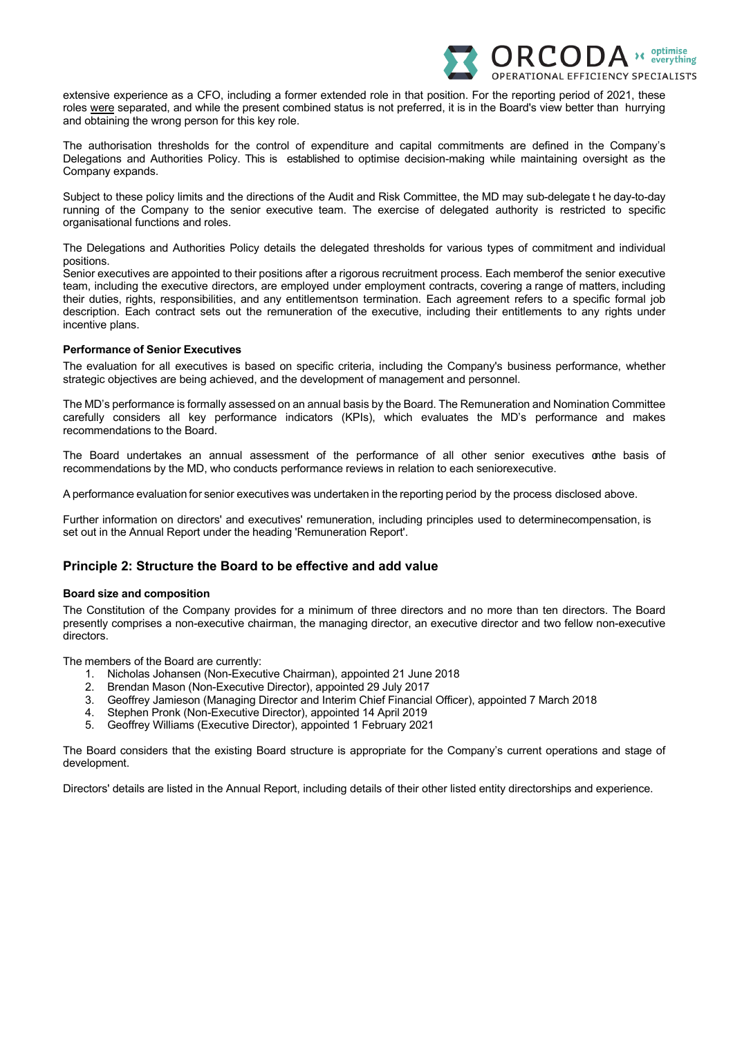extensive experience as a CFO, including a former extended role in that position. For the reporting period of 2021, these roles were separated, and while the present combined status is not preferred, it is in the Board's view better than hurrying and obtaining the wrong person for this key role.

The authorisation thresholds for the control of expenditure and capital commitments are defined in the Company's Delegations and Authorities Policy. This is established to optimise decision-making while maintaining oversight as the Company expands.

Subject to these policy limits and the directions of the Audit and Risk Committee, the MD may sub-delegate t he day-to-day running of the Company to the senior executive team. The exercise of delegated authority is restricted to specific organisational functions and roles.

The Delegations and Authorities Policy details the delegated thresholds for various types of commitment and individual positions.
Senior executives are appointed to their positions after a rigorous recruitment process. Each memberof the senior executive team, including the executive directors, are employed under employment contracts, covering a range of matters, including their duties, rights, responsibilities, and any entitlementson termination. Each agreement refers to a specific formal job description. Each contract sets out the remuneration of the executive, including their entitlements to any rights under incentive plans.

**Performance of Senior Executives**

The evaluation for all executives is based on specific criteria, including the Company's business performance, whether strategic objectives are being achieved, and the development of management and personnel.

The MD's performance is formally assessed on an annual basis by the Board. The Remuneration and Nomination Committee carefully considers all key performance indicators (KPIs), which evaluates the MD's performance and makes recommendations to the Board.

The Board undertakes an annual assessment of the performance of all other senior executives onthe basis of recommendations by the MD, who conducts performance reviews in relation to each seniorexecutive.

A performance evaluation for senior executives was undertaken in the reporting period by the process disclosed above.

Further information on directors' and executives' remuneration, including principles used to determinecompensation, is set out in the Annual Report under the heading 'Remuneration Report'.

## Principle 2: Structure the Board to be effective and add value

**Board size and composition**

The Constitution of the Company provides for a minimum of three directors and no more than ten directors. The Board presently comprises a non-executive chairman, the managing director, an executive director and two fellow non-executive directors.

The members of the Board are currently:

1. Nicholas Johansen (Non-Executive Chairman), appointed 21 June 2018
2. Brendan Mason (Non-Executive Director), appointed 29 July 2017
3. Geoffrey Jamieson (Managing Director and Interim Chief Financial Officer), appointed 7 March 2018
4. Stephen Pronk (Non-Executive Director), appointed 14 April 2019
5. Geoffrey Williams (Executive Director), appointed 1 February 2021

The Board considers that the existing Board structure is appropriate for the Company's current operations and stage of development.

Directors' details are listed in the Annual Report, including details of their other listed entity directorships and experience.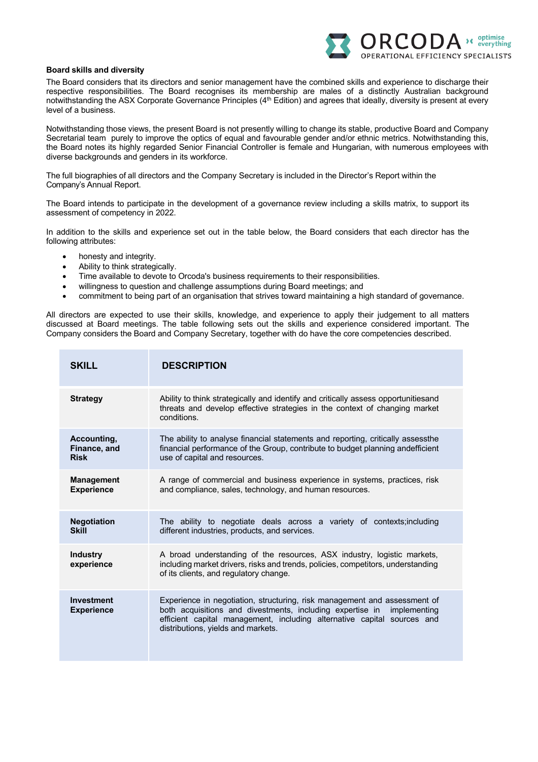**Board skills and diversity**

The Board considers that its directors and senior management have the combined skills and experience to discharge their respective responsibilities. The Board recognises its membership are males of a distinctly Australian background notwithstanding the ASX Corporate Governance Principles (4th Edition) and agrees that ideally, diversity is present at every level of a business.

Notwithstanding those views, the present Board is not presently willing to change its stable, productive Board and Company Secretarial team purely to improve the optics of equal and favourable gender and/or ethnic metrics. Notwithstanding this, the Board notes its highly regarded Senior Financial Controller is female and Hungarian, with numerous employees with diverse backgrounds and genders in its workforce.

The full biographies of all directors and the Company Secretary is included in the Director's Report within the Company's Annual Report.

The Board intends to participate in the development of a governance review including a skills matrix, to support its assessment of competency in 2022.

In addition to the skills and experience set out in the table below, the Board considers that each director has the following attributes:

- honesty and integrity.
- Ability to think strategically.
- Time available to devote to Orcoda's business requirements to their responsibilities.
- willingness to question and challenge assumptions during Board meetings; and
- commitment to being part of an organisation that strives toward maintaining a high standard of governance.

All directors are expected to use their skills, knowledge, and experience to apply their judgement to all matters discussed at Board meetings. The table following sets out the skills and experience considered important. The Company considers the Board and Company Secretary, together with do have the core competencies described.

| SKILL | DESCRIPTION |
|---|---|
| **Strategy** | Ability to think strategically and identify and critically assess opportunitiesand threats and develop effective strategies in the context of changing market conditions. |
| **Accounting, Finance, and Risk** | The ability to analyse financial statements and reporting, critically assessthe financial performance of the Group, contribute to budget planning andefficient use of capital and resources. |
| **Management Experience** | A range of commercial and business experience in systems, practices, risk and compliance, sales, technology, and human resources. |
| **Negotiation Skill** | The ability to negotiate deals across a variety of contexts;including different industries, products, and services. |
| **Industry experience** | A broad understanding of the resources, ASX industry, logistic markets, including market drivers, risks and trends, policies, competitors, understanding of its clients, and regulatory change. |
| **Investment Experience** | Experience in negotiation, structuring, risk management and assessment of both acquisitions and divestments, including expertise in implementing efficient capital management, including alternative capital sources and distributions, yields and markets. |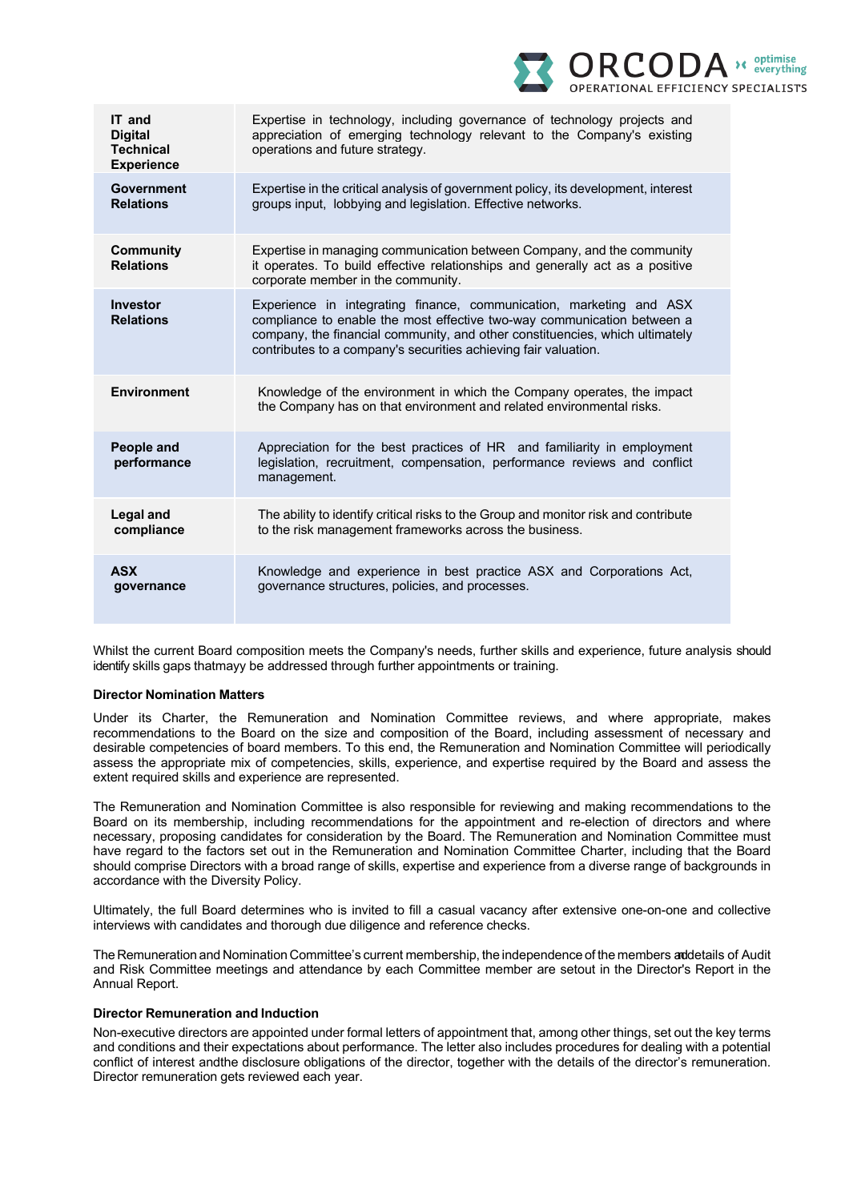| | |
|---|---|
| **IT and Digital Technical Experience** | Expertise in technology, including governance of technology projects and appreciation of emerging technology relevant to the Company's existing operations and future strategy. |
| **Government Relations** | Expertise in the critical analysis of government policy, its development, interest groups input, lobbying and legislation. Effective networks. |
| **Community Relations** | Expertise in managing communication between Company, and the community it operates. To build effective relationships and generally act as a positive corporate member in the community. |
| **Investor Relations** | Experience in integrating finance, communication, marketing and ASX compliance to enable the most effective two-way communication between a company, the financial community, and other constituencies, which ultimately contributes to a company's securities achieving fair valuation. |
| **Environment** | Knowledge of the environment in which the Company operates, the impact the Company has on that environment and related environmental risks. |
| **People and performance** | Appreciation for the best practices of HR and familiarity in employment legislation, recruitment, compensation, performance reviews and conflict management. |
| **Legal and compliance** | The ability to identify critical risks to the Group and monitor risk and contribute to the risk management frameworks across the business. |
| **ASX governance** | Knowledge and experience in best practice ASX and Corporations Act, governance structures, policies, and processes. |

Whilst the current Board composition meets the Company's needs, further skills and experience, future analysis should identify skills gaps thatmayy be addressed through further appointments or training.

**Director Nomination Matters**

Under its Charter, the Remuneration and Nomination Committee reviews, and where appropriate, makes recommendations to the Board on the size and composition of the Board, including assessment of necessary and desirable competencies of board members. To this end, the Remuneration and Nomination Committee will periodically assess the appropriate mix of competencies, skills, experience, and expertise required by the Board and assess the extent required skills and experience are represented.

The Remuneration and Nomination Committee is also responsible for reviewing and making recommendations to the Board on its membership, including recommendations for the appointment and re-election of directors and where necessary, proposing candidates for consideration by the Board. The Remuneration and Nomination Committee must have regard to the factors set out in the Remuneration and Nomination Committee Charter, including that the Board should comprise Directors with a broad range of skills, expertise and experience from a diverse range of backgrounds in accordance with the Diversity Policy.

Ultimately, the full Board determines who is invited to fill a casual vacancy after extensive one-on-one and collective interviews with candidates and thorough due diligence and reference checks.

The Remuneration and Nomination Committee's current membership, the independence of the members and details of Audit and Risk Committee meetings and attendance by each Committee member are setout in the Director's Report in the Annual Report.

**Director Remuneration and Induction**

Non-executive directors are appointed under formal letters of appointment that, among other things, set out the key terms and conditions and their expectations about performance. The letter also includes procedures for dealing with a potential conflict of interest andthe disclosure obligations of the director, together with the details of the director's remuneration. Director remuneration gets reviewed each year.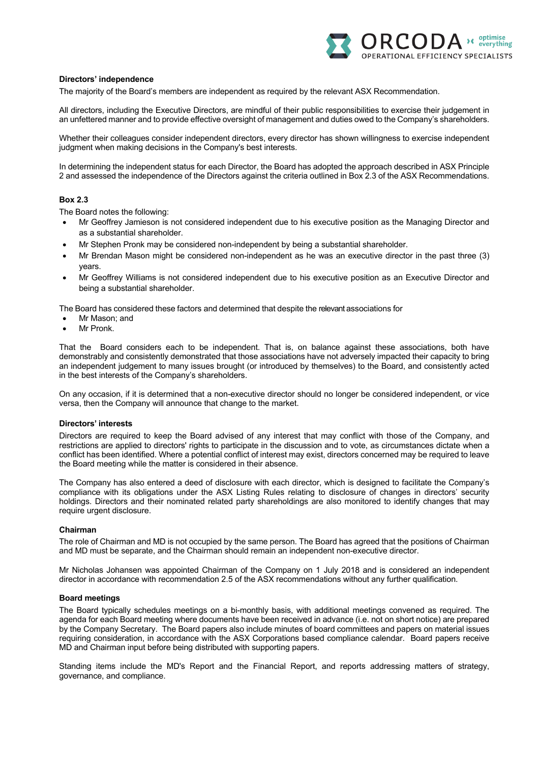### Directors' independence

The majority of the Board's members are independent as required by the relevant ASX Recommendation.

All directors, including the Executive Directors, are mindful of their public responsibilities to exercise their judgement in an unfettered manner and to provide effective oversight of management and duties owed to the Company's shareholders.

Whether their colleagues consider independent directors, every director has shown willingness to exercise independent judgment when making decisions in the Company's best interests.

In determining the independent status for each Director, the Board has adopted the approach described in ASX Principle 2 and assessed the independence of the Directors against the criteria outlined in Box 2.3 of the ASX Recommendations.

### Box 2.3

The Board notes the following:

- Mr Geoffrey Jamieson is not considered independent due to his executive position as the Managing Director and as a substantial shareholder.
- Mr Stephen Pronk may be considered non-independent by being a substantial shareholder.
- Mr Brendan Mason might be considered non-independent as he was an executive director in the past three (3) years.
- Mr Geoffrey Williams is not considered independent due to his executive position as an Executive Director and being a substantial shareholder.

The Board has considered these factors and determined that despite the relevant associations for

- Mr Mason; and
- Mr Pronk.

That the Board considers each to be independent. That is, on balance against these associations, both have demonstrably and consistently demonstrated that those associations have not adversely impacted their capacity to bring an independent judgement to many issues brought (or introduced by themselves) to the Board, and consistently acted in the best interests of the Company's shareholders.

On any occasion, if it is determined that a non-executive director should no longer be considered independent, or vice versa, then the Company will announce that change to the market.

### Directors' interests

Directors are required to keep the Board advised of any interest that may conflict with those of the Company, and restrictions are applied to directors' rights to participate in the discussion and to vote, as circumstances dictate when a conflict has been identified. Where a potential conflict of interest may exist, directors concerned may be required to leave the Board meeting while the matter is considered in their absence.

The Company has also entered a deed of disclosure with each director, which is designed to facilitate the Company's compliance with its obligations under the ASX Listing Rules relating to disclosure of changes in directors' security holdings. Directors and their nominated related party shareholdings are also monitored to identify changes that may require urgent disclosure.

### Chairman

The role of Chairman and MD is not occupied by the same person. The Board has agreed that the positions of Chairman and MD must be separate, and the Chairman should remain an independent non-executive director.

Mr Nicholas Johansen was appointed Chairman of the Company on 1 July 2018 and is considered an independent director in accordance with recommendation 2.5 of the ASX recommendations without any further qualification.

### Board meetings

The Board typically schedules meetings on a bi-monthly basis, with additional meetings convened as required. The agenda for each Board meeting where documents have been received in advance (i.e. not on short notice) are prepared by the Company Secretary. The Board papers also include minutes of board committees and papers on material issues requiring consideration, in accordance with the ASX Corporations based compliance calendar. Board papers receive MD and Chairman input before being distributed with supporting papers.

Standing items include the MD's Report and the Financial Report, and reports addressing matters of strategy, governance, and compliance.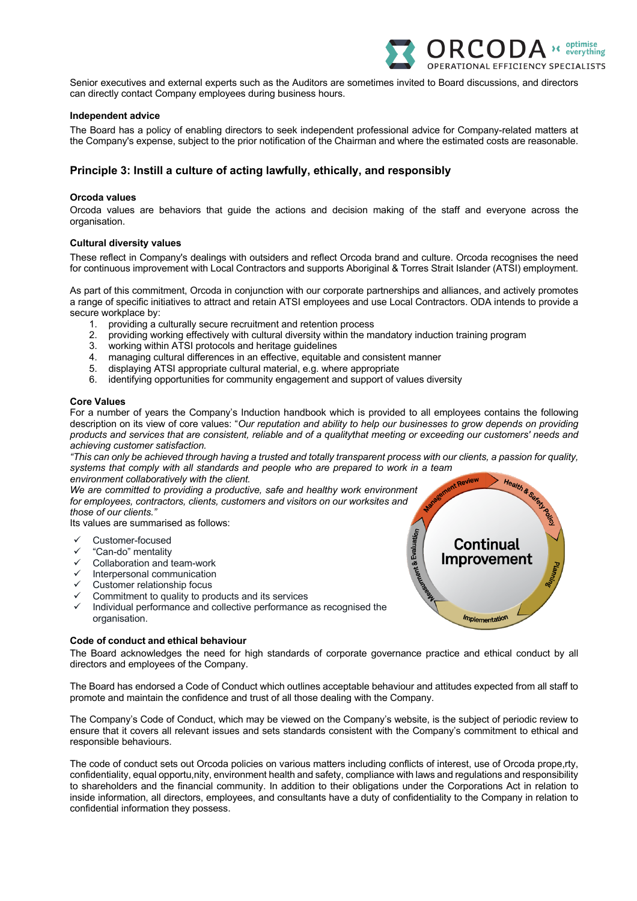Senior executives and external experts such as the Auditors are sometimes invited to Board discussions, and directors can directly contact Company employees during business hours.

#### Independent advice

The Board has a policy of enabling directors to seek independent professional advice for Company-related matters at the Company's expense, subject to the prior notification of the Chairman and where the estimated costs are reasonable.

### Principle 3: Instill a culture of acting lawfully, ethically, and responsibly

#### Orcoda values

Orcoda values are behaviors that guide the actions and decision making of the staff and everyone across the organisation.

#### Cultural diversity values

These reflect in Company's dealings with outsiders and reflect Orcoda brand and culture. Orcoda recognises the need for continuous improvement with Local Contractors and supports Aboriginal & Torres Strait Islander (ATSI) employment.

As part of this commitment, Orcoda in conjunction with our corporate partnerships and alliances, and actively promotes a range of specific initiatives to attract and retain ATSI employees and use Local Contractors. ODA intends to provide a secure workplace by:

1. providing a culturally secure recruitment and retention process
2. providing working effectively with cultural diversity within the mandatory induction training program
3. working within ATSI protocols and heritage guidelines
4. managing cultural differences in an effective, equitable and consistent manner
5. displaying ATSI appropriate cultural material, e.g. where appropriate
6. identifying opportunities for community engagement and support of values diversity

#### Core Values

For a number of years the Company's Induction handbook which is provided to all employees contains the following description on its view of core values: "*Our reputation and ability to help our businesses to grow depends on providing products and services that are consistent, reliable and of a qualitythat meeting or exceeding our customers' needs and achieving customer satisfaction.*

*"This can only be achieved through having a trusted and totally transparent process with our clients, a passion for quality, systems that comply with all standards and people who are prepared to work in a team environment collaboratively with the client.*

*We are committed to providing a productive, safe and healthy work environment for employees, contractors, clients, customers and visitors on our worksites and those of our clients."*

Its values are summarised as follows:

- ✓ Customer-focused
- ✓ "Can-do" mentality
- ✓ Collaboration and team-work
- ✓ Interpersonal communication
- ✓ Customer relationship focus
- ✓ Commitment to quality to products and its services
- ✓ Individual performance and collective performance as recognised the organisation.

Continual Improvement

Management Review

Health & Safety Policy

Planning

Implementation

Measurement & Evaluation

#### Code of conduct and ethical behaviour

The Board acknowledges the need for high standards of corporate governance practice and ethical conduct by all directors and employees of the Company.

The Board has endorsed a Code of Conduct which outlines acceptable behaviour and attitudes expected from all staff to promote and maintain the confidence and trust of all those dealing with the Company.

The Company's Code of Conduct, which may be viewed on the Company's website, is the subject of periodic review to ensure that it covers all relevant issues and sets standards consistent with the Company's commitment to ethical and responsible behaviours.

The code of conduct sets out Orcoda policies on various matters including conflicts of interest, use of Orcoda prope,rty, confidentiality, equal opportu,nity, environment health and safety, compliance with laws and regulations and responsibility to shareholders and the financial community. In addition to their obligations under the Corporations Act in relation to inside information, all directors, employees, and consultants have a duty of confidentiality to the Company in relation to confidential information they possess.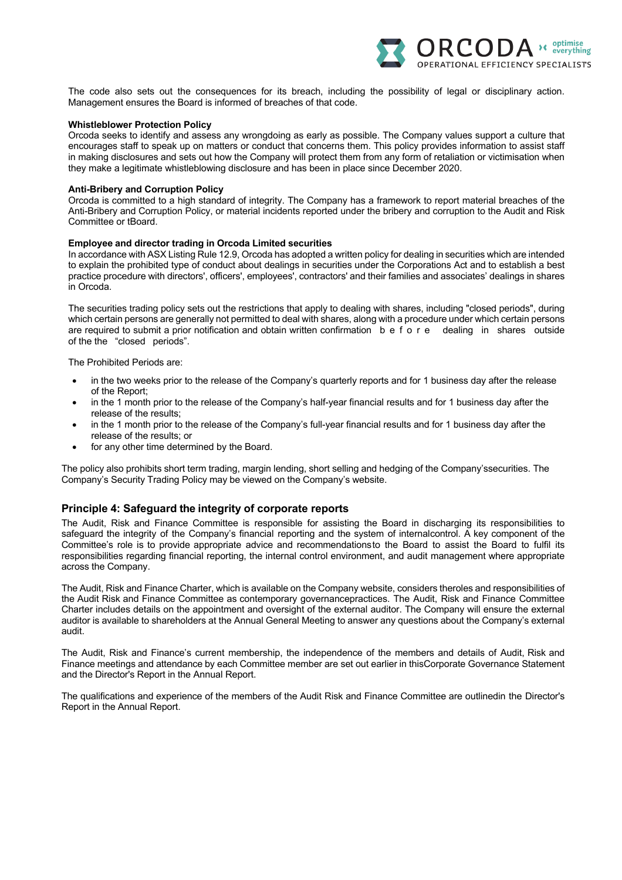The code also sets out the consequences for its breach, including the possibility of legal or disciplinary action. Management ensures the Board is informed of breaches of that code.

**Whistleblower Protection Policy**

Orcoda seeks to identify and assess any wrongdoing as early as possible. The Company values support a culture that encourages staff to speak up on matters or conduct that concerns them. This policy provides information to assist staff in making disclosures and sets out how the Company will protect them from any form of retaliation or victimisation when they make a legitimate whistleblowing disclosure and has been in place since December 2020.

**Anti-Bribery and Corruption Policy**

Orcoda is committed to a high standard of integrity. The Company has a framework to report material breaches of the Anti-Bribery and Corruption Policy, or material incidents reported under the bribery and corruption to the Audit and Risk Committee or tBoard.

**Employee and director trading in Orcoda Limited securities**

In accordance with ASX Listing Rule 12.9, Orcoda has adopted a written policy for dealing in securities which are intended to explain the prohibited type of conduct about dealings in securities under the Corporations Act and to establish a best practice procedure with directors', officers', employees', contractors' and their families and associates' dealings in shares in Orcoda.

The securities trading policy sets out the restrictions that apply to dealing with shares, including "closed periods", during which certain persons are generally not permitted to deal with shares, along with a procedure under which certain persons are required to submit a prior notification and obtain written confirmation before dealing in shares outside of the the "closed periods".

The Prohibited Periods are:

- in the two weeks prior to the release of the Company's quarterly reports and for 1 business day after the release of the Report;
- in the 1 month prior to the release of the Company's half-year financial results and for 1 business day after the release of the results;
- in the 1 month prior to the release of the Company's full-year financial results and for 1 business day after the release of the results; or
- for any other time determined by the Board.

The policy also prohibits short term trading, margin lending, short selling and hedging of the Company'ssecurities. The Company's Security Trading Policy may be viewed on the Company's website.

## Principle 4: Safeguard the integrity of corporate reports

The Audit, Risk and Finance Committee is responsible for assisting the Board in discharging its responsibilities to safeguard the integrity of the Company's financial reporting and the system of internalcontrol. A key component of the Committee's role is to provide appropriate advice and recommendationsto the Board to assist the Board to fulfil its responsibilities regarding financial reporting, the internal control environment, and audit management where appropriate across the Company.

The Audit, Risk and Finance Charter, which is available on the Company website, considers theroles and responsibilities of the Audit Risk and Finance Committee as contemporary governancepractices. The Audit, Risk and Finance Committee Charter includes details on the appointment and oversight of the external auditor. The Company will ensure the external auditor is available to shareholders at the Annual General Meeting to answer any questions about the Company's external audit.

The Audit, Risk and Finance's current membership, the independence of the members and details of Audit, Risk and Finance meetings and attendance by each Committee member are set out earlier in thisCorporate Governance Statement and the Director's Report in the Annual Report.

The qualifications and experience of the members of the Audit Risk and Finance Committee are outlinedin the Director's Report in the Annual Report.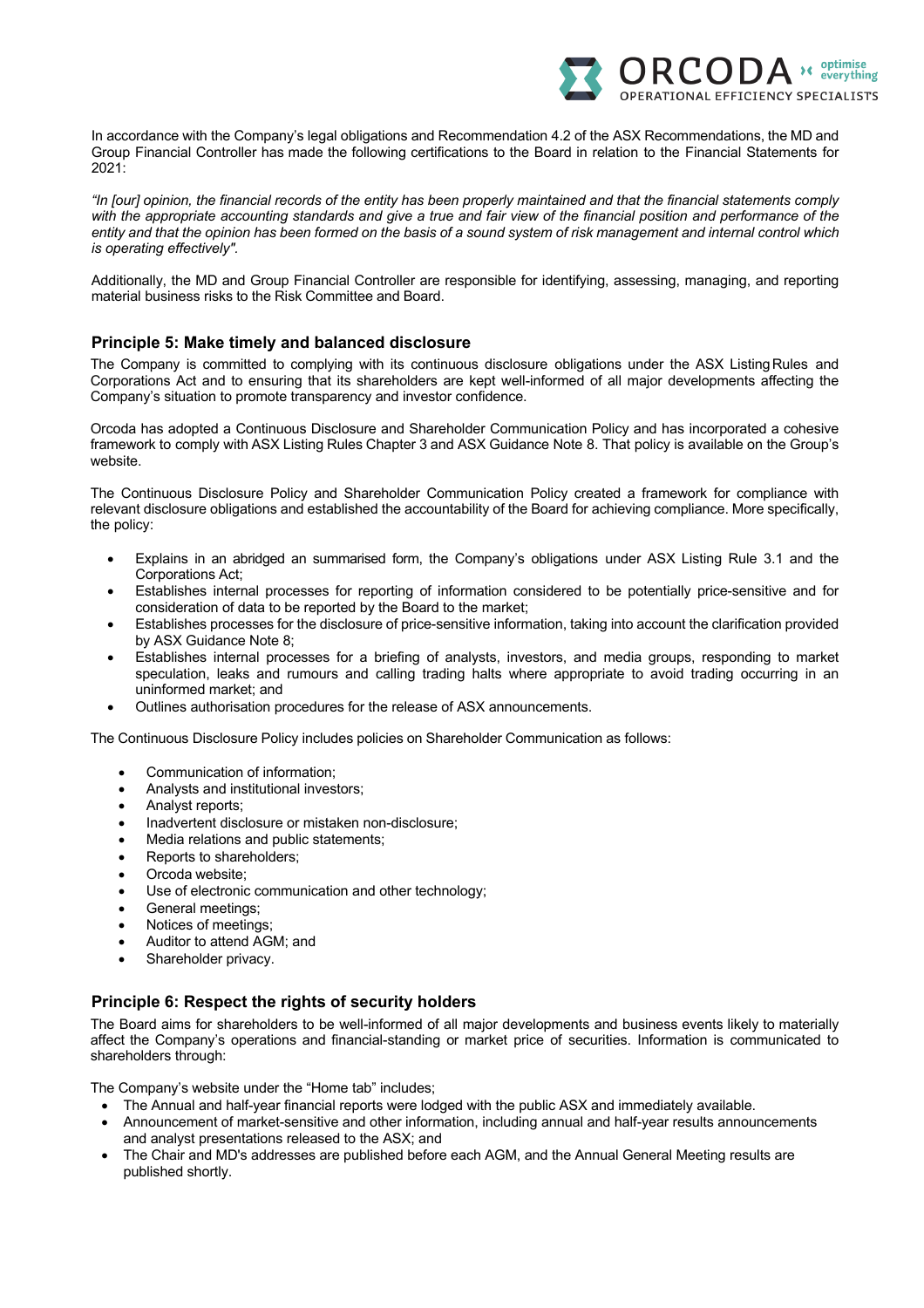In accordance with the Company's legal obligations and Recommendation 4.2 of the ASX Recommendations, the MD and Group Financial Controller has made the following certifications to the Board in relation to the Financial Statements for 2021:

*"In [our] opinion, the financial records of the entity has been properly maintained and that the financial statements comply with the appropriate accounting standards and give a true and fair view of the financial position and performance of the entity and that the opinion has been formed on the basis of a sound system of risk management and internal control which is operating effectively".*

Additionally, the MD and Group Financial Controller are responsible for identifying, assessing, managing, and reporting material business risks to the Risk Committee and Board.

## Principle 5: Make timely and balanced disclosure

The Company is committed to complying with its continuous disclosure obligations under the ASX Listing Rules and Corporations Act and to ensuring that its shareholders are kept well-informed of all major developments affecting the Company's situation to promote transparency and investor confidence.

Orcoda has adopted a Continuous Disclosure and Shareholder Communication Policy and has incorporated a cohesive framework to comply with ASX Listing Rules Chapter 3 and ASX Guidance Note 8. That policy is available on the Group's website.

The Continuous Disclosure Policy and Shareholder Communication Policy created a framework for compliance with relevant disclosure obligations and established the accountability of the Board for achieving compliance. More specifically, the policy:

- Explains in an abridged an summarised form, the Company's obligations under ASX Listing Rule 3.1 and the Corporations Act;
- Establishes internal processes for reporting of information considered to be potentially price-sensitive and for consideration of data to be reported by the Board to the market;
- Establishes processes for the disclosure of price-sensitive information, taking into account the clarification provided by ASX Guidance Note 8;
- Establishes internal processes for a briefing of analysts, investors, and media groups, responding to market speculation, leaks and rumours and calling trading halts where appropriate to avoid trading occurring in an uninformed market; and
- Outlines authorisation procedures for the release of ASX announcements.

The Continuous Disclosure Policy includes policies on Shareholder Communication as follows:

- Communication of information;
- Analysts and institutional investors;
- Analyst reports;
- Inadvertent disclosure or mistaken non-disclosure;
- Media relations and public statements;
- Reports to shareholders;
- Orcoda website;
- Use of electronic communication and other technology;
- General meetings;
- Notices of meetings;
- Auditor to attend AGM; and
- Shareholder privacy.

## Principle 6: Respect the rights of security holders

The Board aims for shareholders to be well-informed of all major developments and business events likely to materially affect the Company's operations and financial-standing or market price of securities. Information is communicated to shareholders through:

The Company's website under the "Home tab" includes;

- The Annual and half-year financial reports were lodged with the public ASX and immediately available.
- Announcement of market-sensitive and other information, including annual and half-year results announcements and analyst presentations released to the ASX; and
- The Chair and MD's addresses are published before each AGM, and the Annual General Meeting results are published shortly.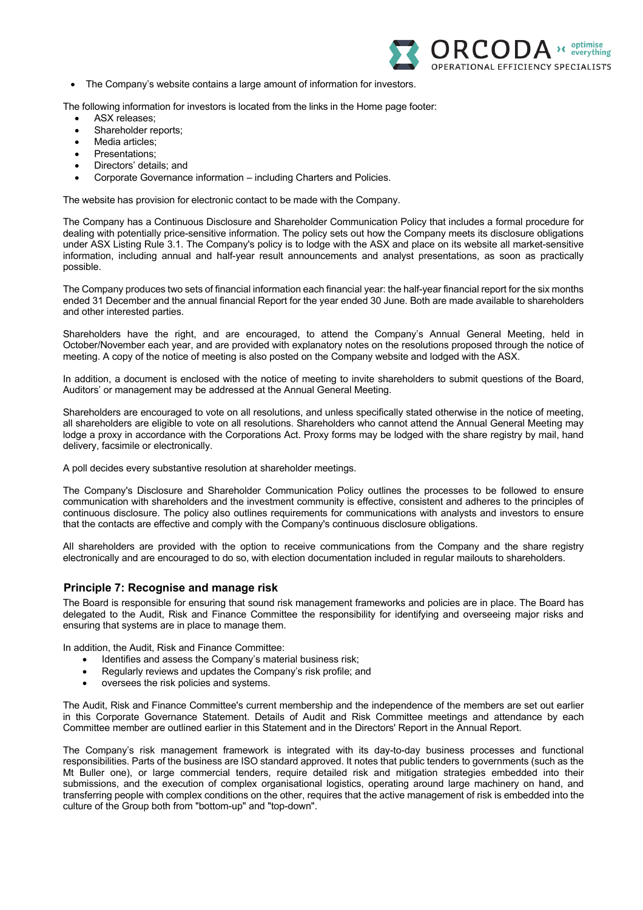- The Company's website contains a large amount of information for investors.

The following information for investors is located from the links in the Home page footer:

- ASX releases;
- Shareholder reports;
- Media articles;
- Presentations;
- Directors' details; and
- Corporate Governance information – including Charters and Policies.

The website has provision for electronic contact to be made with the Company.

The Company has a Continuous Disclosure and Shareholder Communication Policy that includes a formal procedure for dealing with potentially price-sensitive information. The policy sets out how the Company meets its disclosure obligations under ASX Listing Rule 3.1. The Company's policy is to lodge with the ASX and place on its website all market-sensitive information, including annual and half-year result announcements and analyst presentations, as soon as practically possible.

The Company produces two sets of financial information each financial year: the half-year financial report for the six months ended 31 December and the annual financial Report for the year ended 30 June. Both are made available to shareholders and other interested parties.

Shareholders have the right, and are encouraged, to attend the Company's Annual General Meeting, held in October/November each year, and are provided with explanatory notes on the resolutions proposed through the notice of meeting. A copy of the notice of meeting is also posted on the Company website and lodged with the ASX.

In addition, a document is enclosed with the notice of meeting to invite shareholders to submit questions of the Board, Auditors' or management may be addressed at the Annual General Meeting.

Shareholders are encouraged to vote on all resolutions, and unless specifically stated otherwise in the notice of meeting, all shareholders are eligible to vote on all resolutions. Shareholders who cannot attend the Annual General Meeting may lodge a proxy in accordance with the Corporations Act. Proxy forms may be lodged with the share registry by mail, hand delivery, facsimile or electronically.

A poll decides every substantive resolution at shareholder meetings.

The Company's Disclosure and Shareholder Communication Policy outlines the processes to be followed to ensure communication with shareholders and the investment community is effective, consistent and adheres to the principles of continuous disclosure. The policy also outlines requirements for communications with analysts and investors to ensure that the contacts are effective and comply with the Company's continuous disclosure obligations.

All shareholders are provided with the option to receive communications from the Company and the share registry electronically and are encouraged to do so, with election documentation included in regular mailouts to shareholders.

## Principle 7: Recognise and manage risk

The Board is responsible for ensuring that sound risk management frameworks and policies are in place. The Board has delegated to the Audit, Risk and Finance Committee the responsibility for identifying and overseeing major risks and ensuring that systems are in place to manage them.

In addition, the Audit, Risk and Finance Committee:

- Identifies and assess the Company's material business risk;
- Regularly reviews and updates the Company's risk profile; and
- oversees the risk policies and systems.

The Audit, Risk and Finance Committee's current membership and the independence of the members are set out earlier in this Corporate Governance Statement. Details of Audit and Risk Committee meetings and attendance by each Committee member are outlined earlier in this Statement and in the Directors' Report in the Annual Report.

The Company's risk management framework is integrated with its day-to-day business processes and functional responsibilities. Parts of the business are ISO standard approved. It notes that public tenders to governments (such as the Mt Buller one), or large commercial tenders, require detailed risk and mitigation strategies embedded into their submissions, and the execution of complex organisational logistics, operating around large machinery on hand, and transferring people with complex conditions on the other, requires that the active management of risk is embedded into the culture of the Group both from "bottom-up" and "top-down".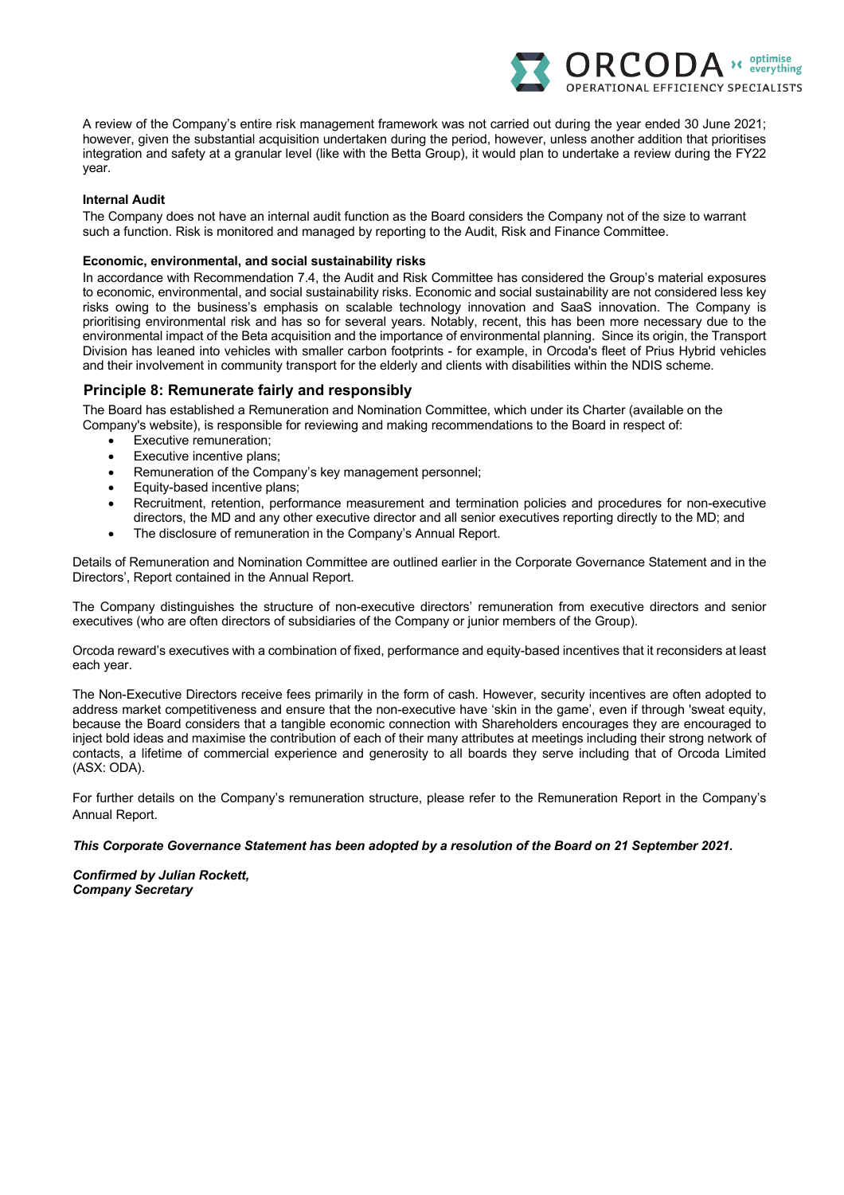A review of the Company's entire risk management framework was not carried out during the year ended 30 June 2021; however, given the substantial acquisition undertaken during the period, however, unless another addition that prioritises integration and safety at a granular level (like with the Betta Group), it would plan to undertake a review during the FY22 year.

**Internal Audit**

The Company does not have an internal audit function as the Board considers the Company not of the size to warrant such a function. Risk is monitored and managed by reporting to the Audit, Risk and Finance Committee.

**Economic, environmental, and social sustainability risks**

In accordance with Recommendation 7.4, the Audit and Risk Committee has considered the Group's material exposures to economic, environmental, and social sustainability risks. Economic and social sustainability are not considered less key risks owing to the business's emphasis on scalable technology innovation and SaaS innovation. The Company is prioritising environmental risk and has so for several years. Notably, recent, this has been more necessary due to the environmental impact of the Beta acquisition and the importance of environmental planning. Since its origin, the Transport Division has leaned into vehicles with smaller carbon footprints - for example, in Orcoda's fleet of Prius Hybrid vehicles and their involvement in community transport for the elderly and clients with disabilities within the NDIS scheme.

## Principle 8: Remunerate fairly and responsibly

The Board has established a Remuneration and Nomination Committee, which under its Charter (available on the Company's website), is responsible for reviewing and making recommendations to the Board in respect of:

- Executive remuneration;
- Executive incentive plans;
- Remuneration of the Company's key management personnel;
- Equity-based incentive plans;
- Recruitment, retention, performance measurement and termination policies and procedures for non-executive directors, the MD and any other executive director and all senior executives reporting directly to the MD; and
- The disclosure of remuneration in the Company's Annual Report.

Details of Remuneration and Nomination Committee are outlined earlier in the Corporate Governance Statement and in the Directors', Report contained in the Annual Report.

The Company distinguishes the structure of non-executive directors' remuneration from executive directors and senior executives (who are often directors of subsidiaries of the Company or junior members of the Group).

Orcoda reward's executives with a combination of fixed, performance and equity-based incentives that it reconsiders at least each year.

The Non-Executive Directors receive fees primarily in the form of cash. However, security incentives are often adopted to address market competitiveness and ensure that the non-executive have 'skin in the game', even if through 'sweat equity, because the Board considers that a tangible economic connection with Shareholders encourages they are encouraged to inject bold ideas and maximise the contribution of each of their many attributes at meetings including their strong network of contacts, a lifetime of commercial experience and generosity to all boards they serve including that of Orcoda Limited (ASX: ODA).

For further details on the Company's remuneration structure, please refer to the Remuneration Report in the Company's Annual Report.

***This Corporate Governance Statement has been adopted by a resolution of the Board on 21 September 2021.***

***Confirmed by Julian Rockett,***
***Company Secretary***